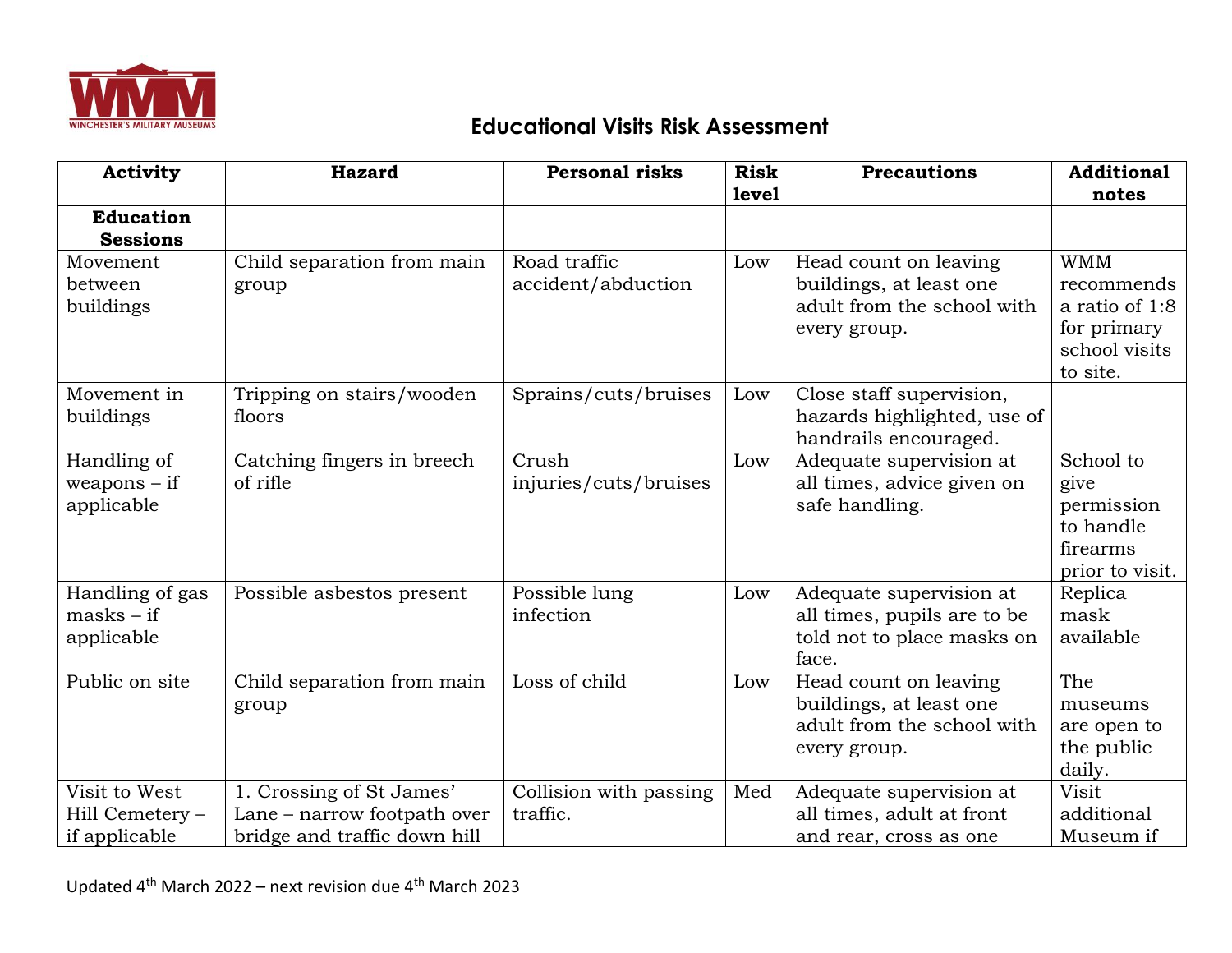WINCHESTER'S MILITARY MUSEUMS

# Educational Visits Risk Assessment

| Activity | Hazard | Personal risks | Risk level | Precautions | Additional notes |
|---|---|---|---|---|---|
| **Education Sessions** | | | | | |
| Movement between buildings | Child separation from main group | Road traffic accident/abduction | Low | Head count on leaving buildings, at least one adult from the school with every group. | WMM recommends a ratio of 1:8 for primary school visits to site. |
| Movement in buildings | Tripping on stairs/wooden floors | Sprains/cuts/bruises | Low | Close staff supervision, hazards highlighted, use of handrails encouraged. | |
| Handling of weapons – if applicable | Catching fingers in breech of rifle | Crush injuries/cuts/bruises | Low | Adequate supervision at all times, advice given on safe handling. | School to give permission to handle firearms prior to visit. |
| Handling of gas masks – if applicable | Possible asbestos present | Possible lung infection | Low | Adequate supervision at all times, pupils are to be told not to place masks on face. | Replica mask available |
| Public on site | Child separation from main group | Loss of child | Low | Head count on leaving buildings, at least one adult from the school with every group. | The museums are open to the public daily. |
| Visit to West Hill Cemetery – if applicable | 1. Crossing of St James' Lane – narrow footpath over bridge and traffic down hill | Collision with passing traffic. | Med | Adequate supervision at all times, adult at front and rear, cross as one | Visit additional Museum if |

Updated 4th March 2022 – next revision due 4th March 2023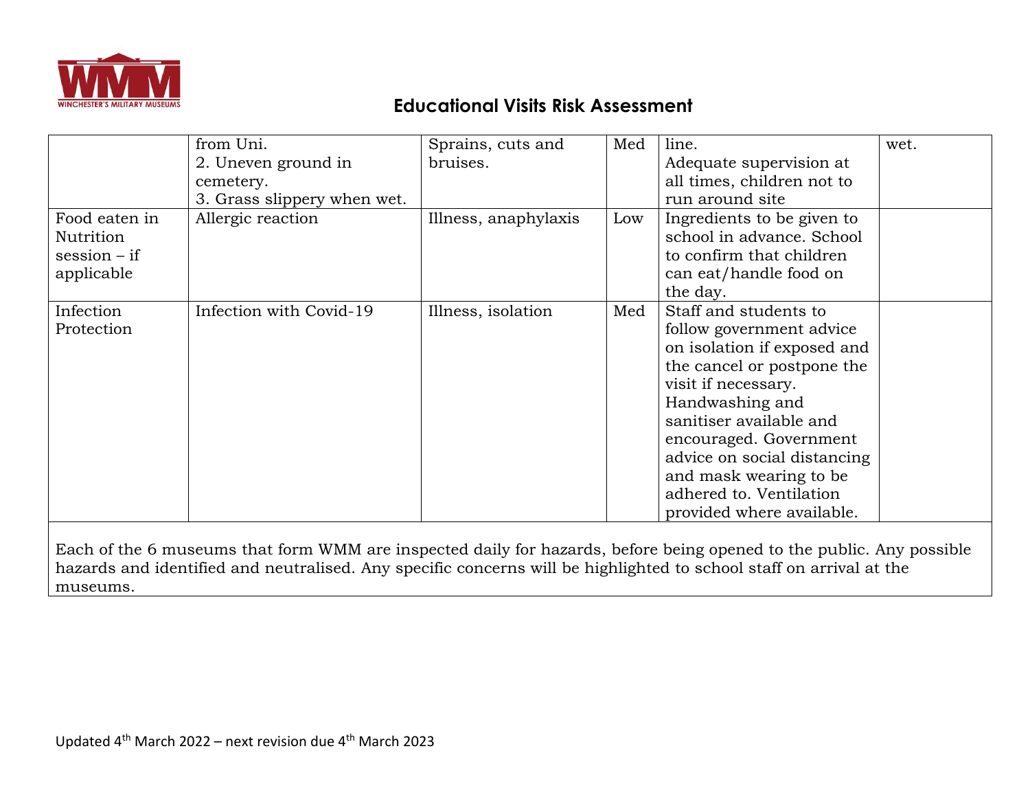# Educational Visits Risk Assessment

| | | | | | |
|---|---|---|---|---|---|
| | from Uni.<br>2. Uneven ground in cemetery.<br>3. Grass slippery when wet. | Sprains, cuts and bruises. | Med | line.<br>Adequate supervision at all times, children not to run around site | wet. |
| Food eaten in Nutrition session – if applicable | Allergic reaction | Illness, anaphylaxis | Low | Ingredients to be given to school in advance. School to confirm that children can eat/handle food on the day. | |
| Infection Protection | Infection with Covid-19 | Illness, isolation | Med | Staff and students to follow government advice on isolation if exposed and the cancel or postpone the visit if necessary. Handwashing and sanitiser available and encouraged. Government advice on social distancing and mask wearing to be adhered to. Ventilation provided where available. | |

Each of the 6 museums that form WMM are inspected daily for hazards, before being opened to the public. Any possible hazards and identified and neutralised. Any specific concerns will be highlighted to school staff on arrival at the museums.

Updated 4th March 2022 – next revision due 4th March 2023